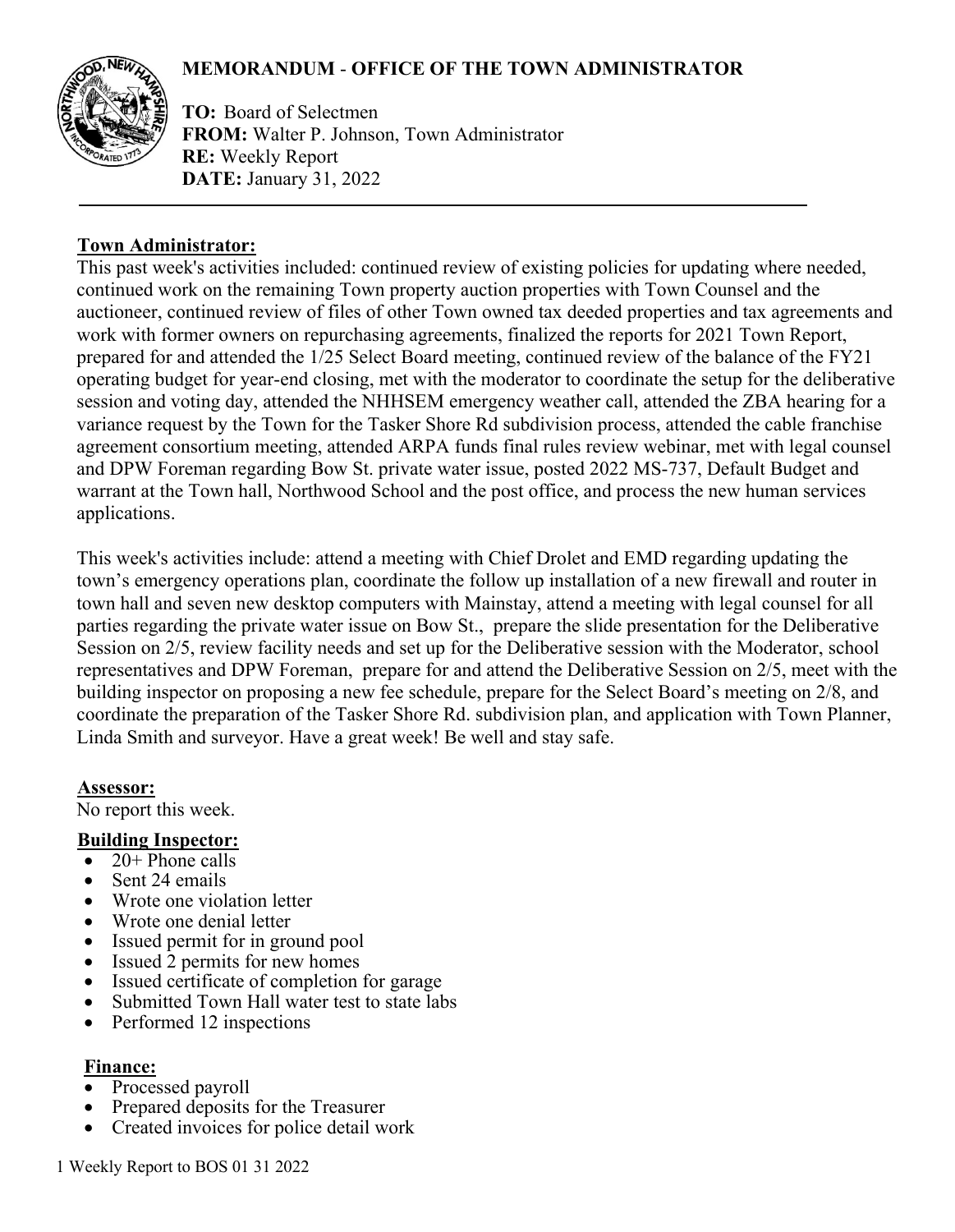# MEMORANDUM - OFFICE OF THE TOWN ADMINISTRATOR

**TO:** Board of Selectmen
**FROM:** Walter P. Johnson, Town Administrator
**RE:** Weekly Report
**DATE:** January 31, 2022

---

**Town Administrator:**

This past week's activities included: continued review of existing policies for updating where needed, continued work on the remaining Town property auction properties with Town Counsel and the auctioneer, continued review of files of other Town owned tax deeded properties and tax agreements and work with former owners on repurchasing agreements, finalized the reports for 2021 Town Report, prepared for and attended the 1/25 Select Board meeting, continued review of the balance of the FY21 operating budget for year-end closing, met with the moderator to coordinate the setup for the deliberative session and voting day, attended the NHHSEM emergency weather call, attended the ZBA hearing for a variance request by the Town for the Tasker Shore Rd subdivision process, attended the cable franchise agreement consortium meeting, attended ARPA funds final rules review webinar, met with legal counsel and DPW Foreman regarding Bow St. private water issue, posted 2022 MS-737, Default Budget and warrant at the Town hall, Northwood School and the post office, and process the new human services applications.

This week's activities include: attend a meeting with Chief Drolet and EMD regarding updating the town's emergency operations plan, coordinate the follow up installation of a new firewall and router in town hall and seven new desktop computers with Mainstay, attend a meeting with legal counsel for all parties regarding the private water issue on Bow St., prepare the slide presentation for the Deliberative Session on 2/5, review facility needs and set up for the Deliberative session with the Moderator, school representatives and DPW Foreman, prepare for and attend the Deliberative Session on 2/5, meet with the building inspector on proposing a new fee schedule, prepare for the Select Board's meeting on 2/8, and coordinate the preparation of the Tasker Shore Rd. subdivision plan, and application with Town Planner, Linda Smith and surveyor. Have a great week! Be well and stay safe.

**Assessor:**

No report this week.

**Building Inspector:**

- 20+ Phone calls
- Sent 24 emails
- Wrote one violation letter
- Wrote one denial letter
- Issued permit for in ground pool
- Issued 2 permits for new homes
- Issued certificate of completion for garage
- Submitted Town Hall water test to state labs
- Performed 12 inspections

**Finance:**

- Processed payroll
- Prepared deposits for the Treasurer
- Created invoices for police detail work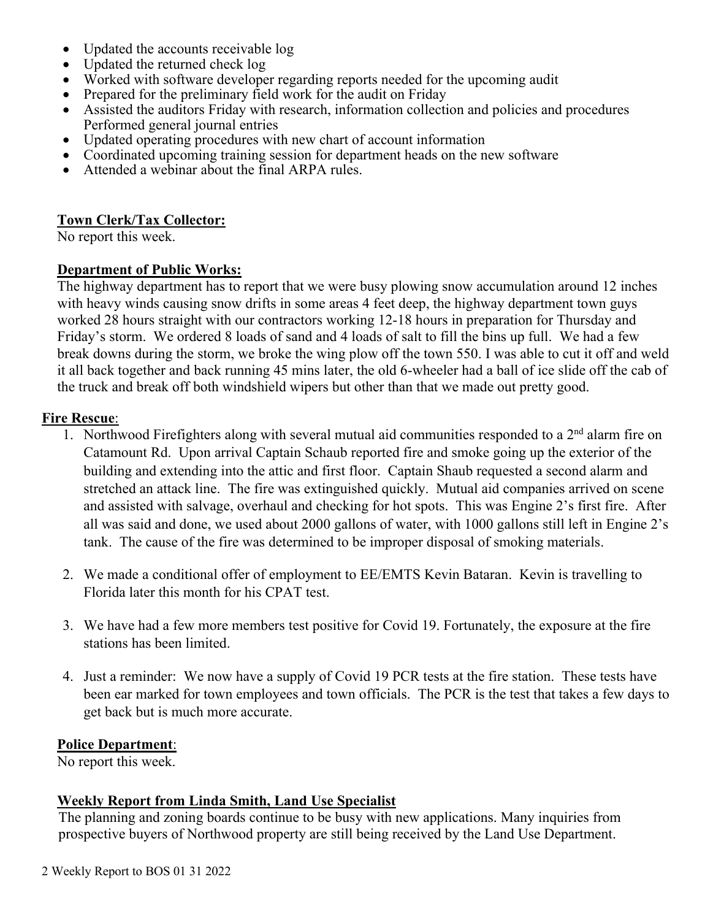- Updated the accounts receivable log
- Updated the returned check log
- Worked with software developer regarding reports needed for the upcoming audit
- Prepared for the preliminary field work for the audit on Friday
- Assisted the auditors Friday with research, information collection and policies and procedures Performed general journal entries
- Updated operating procedures with new chart of account information
- Coordinated upcoming training session for department heads on the new software
- Attended a webinar about the final ARPA rules.

**Town Clerk/Tax Collector:**
No report this week.

**Department of Public Works:**
The highway department has to report that we were busy plowing snow accumulation around 12 inches with heavy winds causing snow drifts in some areas 4 feet deep, the highway department town guys worked 28 hours straight with our contractors working 12-18 hours in preparation for Thursday and Friday's storm. We ordered 8 loads of sand and 4 loads of salt to fill the bins up full. We had a few break downs during the storm, we broke the wing plow off the town 550. I was able to cut it off and weld it all back together and back running 45 mins later, the old 6-wheeler had a ball of ice slide off the cab of the truck and break off both windshield wipers but other than that we made out pretty good.

**Fire Rescue**:

1. Northwood Firefighters along with several mutual aid communities responded to a 2nd alarm fire on Catamount Rd. Upon arrival Captain Schaub reported fire and smoke going up the exterior of the building and extending into the attic and first floor. Captain Shaub requested a second alarm and stretched an attack line. The fire was extinguished quickly. Mutual aid companies arrived on scene and assisted with salvage, overhaul and checking for hot spots. This was Engine 2's first fire. After all was said and done, we used about 2000 gallons of water, with 1000 gallons still left in Engine 2's tank. The cause of the fire was determined to be improper disposal of smoking materials.

2. We made a conditional offer of employment to EE/EMTS Kevin Bataran. Kevin is travelling to Florida later this month for his CPAT test.

3. We have had a few more members test positive for Covid 19. Fortunately, the exposure at the fire stations has been limited.

4. Just a reminder: We now have a supply of Covid 19 PCR tests at the fire station. These tests have been ear marked for town employees and town officials. The PCR is the test that takes a few days to get back but is much more accurate.

**Police Department**:
No report this week.

**Weekly Report from Linda Smith, Land Use Specialist**
The planning and zoning boards continue to be busy with new applications. Many inquiries from prospective buyers of Northwood property are still being received by the Land Use Department.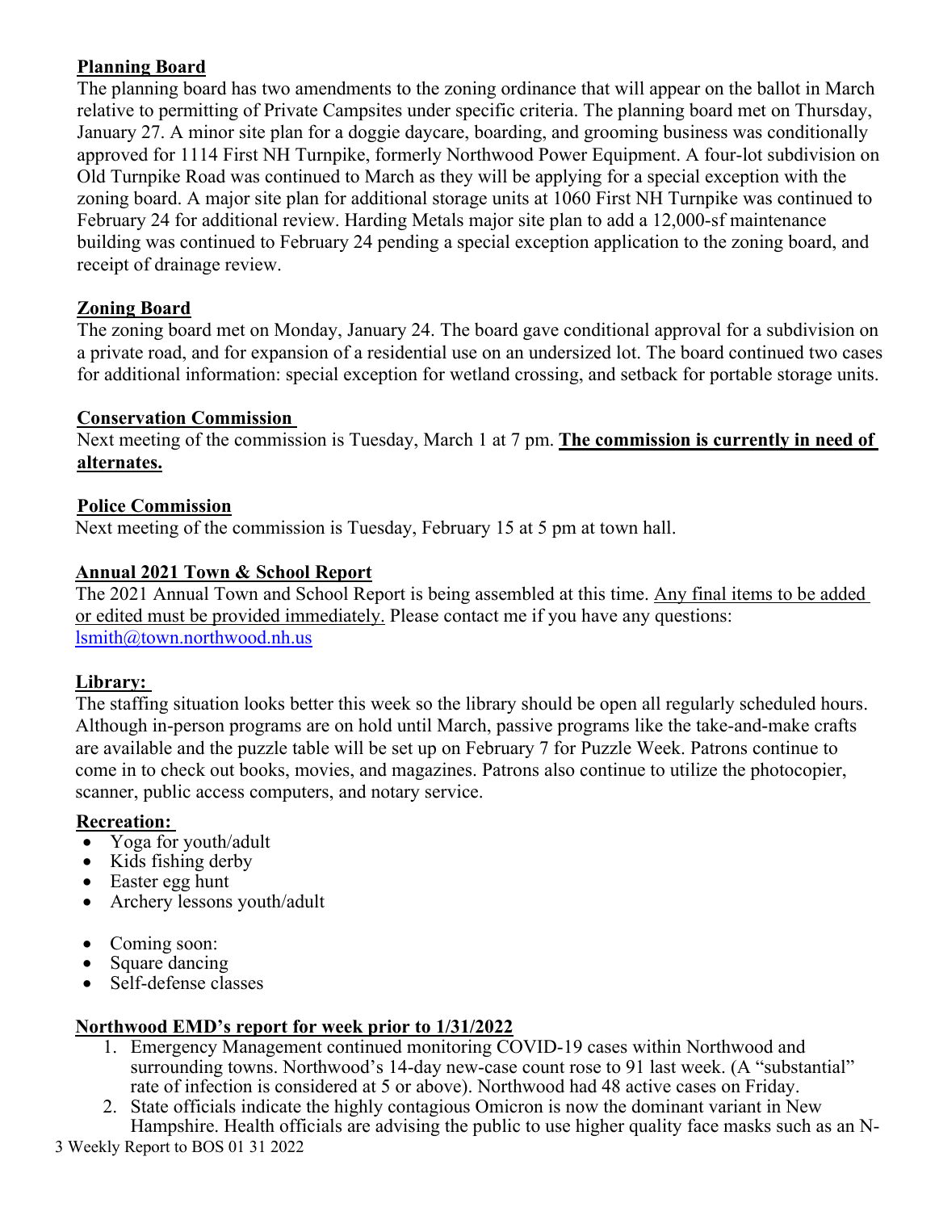**Planning Board**

The planning board has two amendments to the zoning ordinance that will appear on the ballot in March relative to permitting of Private Campsites under specific criteria. The planning board met on Thursday, January 27. A minor site plan for a doggie daycare, boarding, and grooming business was conditionally approved for 1114 First NH Turnpike, formerly Northwood Power Equipment. A four-lot subdivision on Old Turnpike Road was continued to March as they will be applying for a special exception with the zoning board. A major site plan for additional storage units at 1060 First NH Turnpike was continued to February 24 for additional review. Harding Metals major site plan to add a 12,000-sf maintenance building was continued to February 24 pending a special exception application to the zoning board, and receipt of drainage review.

**Zoning Board**

The zoning board met on Monday, January 24. The board gave conditional approval for a subdivision on a private road, and for expansion of a residential use on an undersized lot. The board continued two cases for additional information: special exception for wetland crossing, and setback for portable storage units.

**Conservation Commission**

Next meeting of the commission is Tuesday, March 1 at 7 pm. **The commission is currently in need of alternates.**

**Police Commission**

Next meeting of the commission is Tuesday, February 15 at 5 pm at town hall.

**Annual 2021 Town & School Report**

The 2021 Annual Town and School Report is being assembled at this time. Any final items to be added or edited must be provided immediately. Please contact me if you have any questions: lsmith@town.northwood.nh.us

**Library:**

The staffing situation looks better this week so the library should be open all regularly scheduled hours. Although in-person programs are on hold until March, passive programs like the take-and-make crafts are available and the puzzle table will be set up on February 7 for Puzzle Week. Patrons continue to come in to check out books, movies, and magazines. Patrons also continue to utilize the photocopier, scanner, public access computers, and notary service.

**Recreation:**

- Yoga for youth/adult
- Kids fishing derby
- Easter egg hunt
- Archery lessons youth/adult

- Coming soon:
- Square dancing
- Self-defense classes

**Northwood EMD's report for week prior to 1/31/2022**

1. Emergency Management continued monitoring COVID-19 cases within Northwood and surrounding towns. Northwood's 14-day new-case count rose to 91 last week. (A "substantial" rate of infection is considered at 5 or above). Northwood had 48 active cases on Friday.
2. State officials indicate the highly contagious Omicron is now the dominant variant in New Hampshire. Health officials are advising the public to use higher quality face masks such as an N-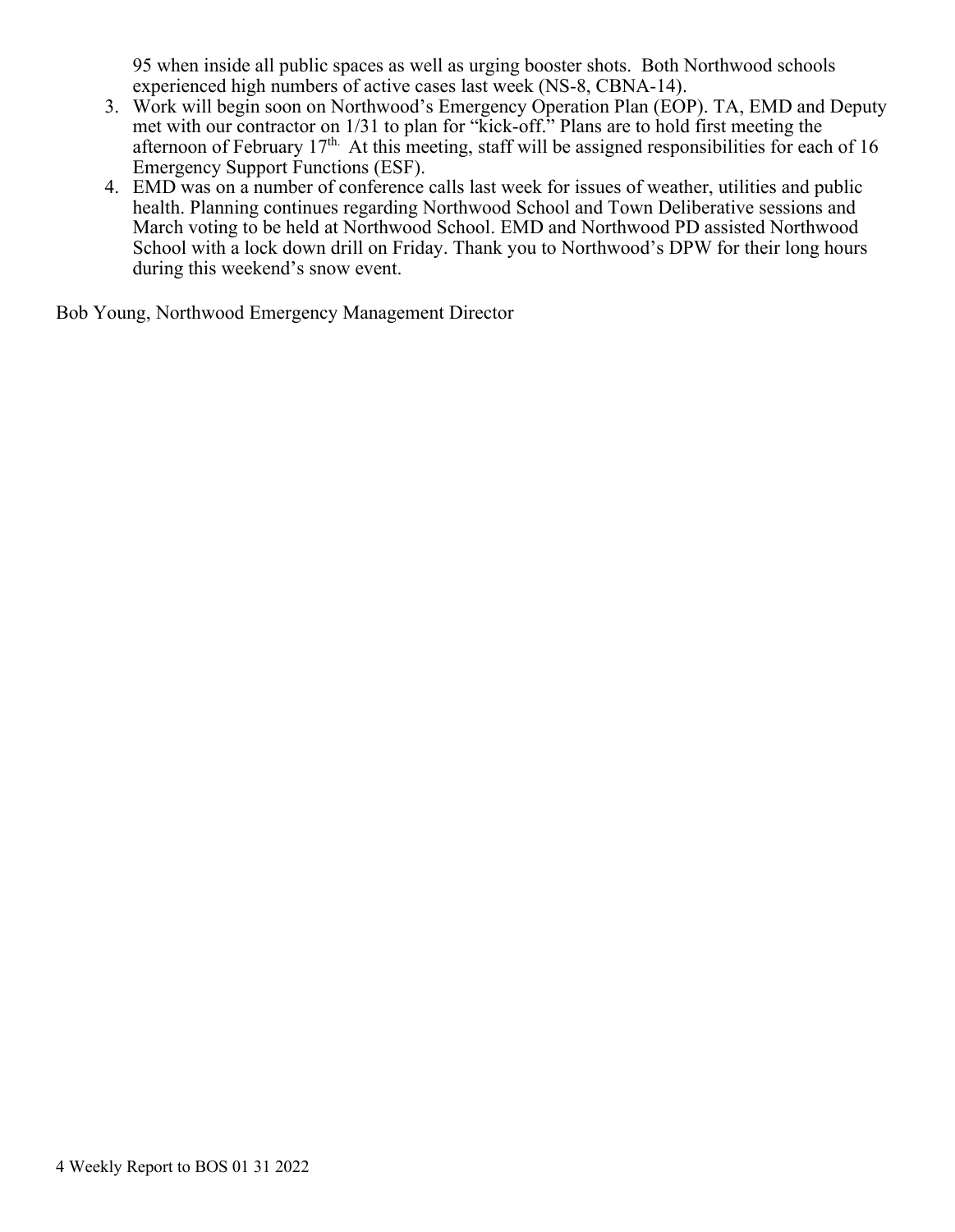95 when inside all public spaces as well as urging booster shots. Both Northwood schools experienced high numbers of active cases last week (NS-8, CBNA-14).

3. Work will begin soon on Northwood's Emergency Operation Plan (EOP). TA, EMD and Deputy met with our contractor on 1/31 to plan for "kick-off." Plans are to hold first meeting the afternoon of February 17th. At this meeting, staff will be assigned responsibilities for each of 16 Emergency Support Functions (ESF).
4. EMD was on a number of conference calls last week for issues of weather, utilities and public health. Planning continues regarding Northwood School and Town Deliberative sessions and March voting to be held at Northwood School. EMD and Northwood PD assisted Northwood School with a lock down drill on Friday. Thank you to Northwood's DPW for their long hours during this weekend's snow event.

Bob Young, Northwood Emergency Management Director